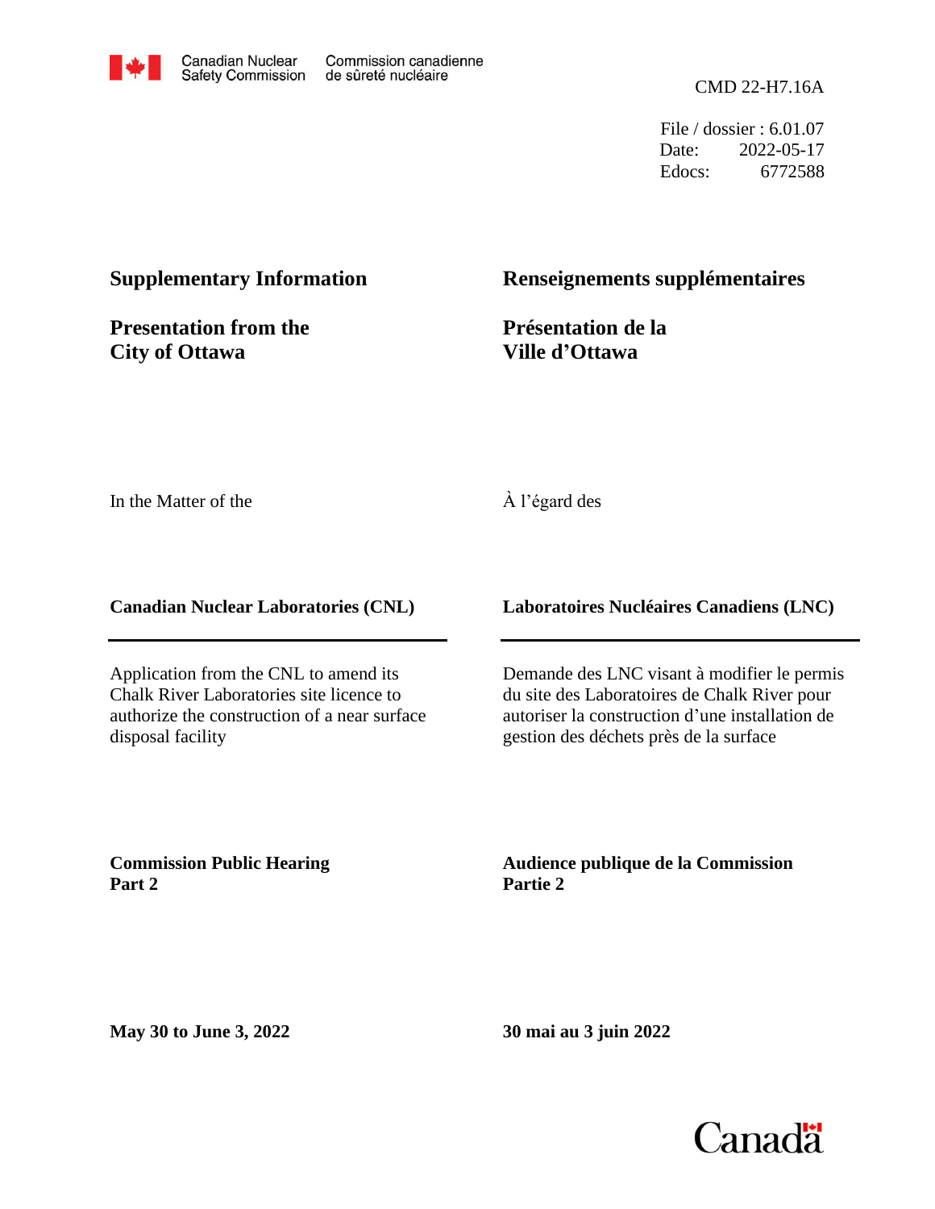Canadian Nuclear Safety Commission | Commission canadienne de sûreté nucléaire

CMD 22-H7.16A

File / dossier : 6.01.07
Date: 2022-05-17
Edocs: 6772588

## Supplementary Information

## Renseignements supplémentaires

## Presentation from the City of Ottawa

## Présentation de la Ville d'Ottawa

In the Matter of the

À l'égard des

**Canadian Nuclear Laboratories (CNL)**

**Laboratoires Nucléaires Canadiens (LNC)**

Application from the CNL to amend its Chalk River Laboratories site licence to authorize the construction of a near surface disposal facility

Demande des LNC visant à modifier le permis du site des Laboratoires de Chalk River pour autoriser la construction d'une installation de gestion des déchets près de la surface

**Commission Public Hearing**
**Part 2**

**Audience publique de la Commission**
**Partie 2**

**May 30 to June 3, 2022**

**30 mai au 3 juin 2022**

Canada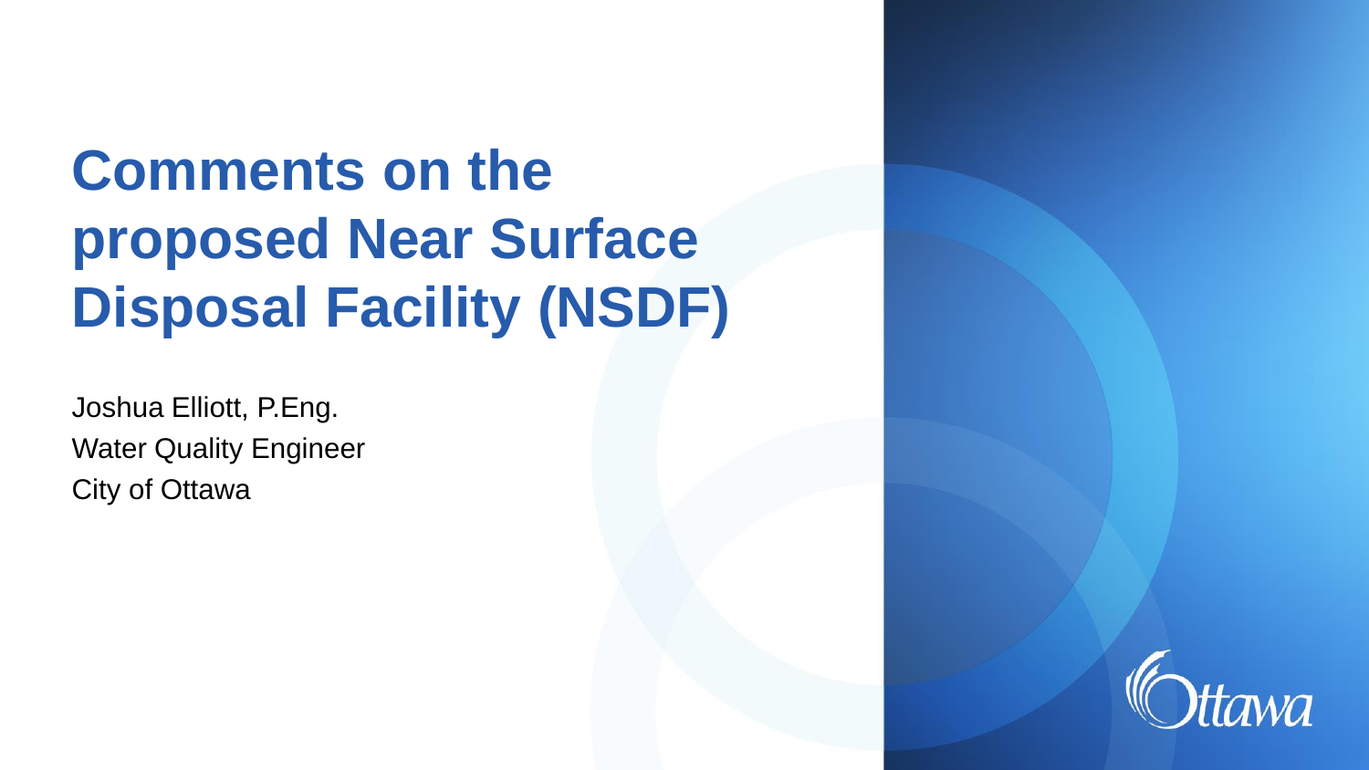# Comments on the proposed Near Surface Disposal Facility (NSDF)

Joshua Elliott, P.Eng.
Water Quality Engineer
City of Ottawa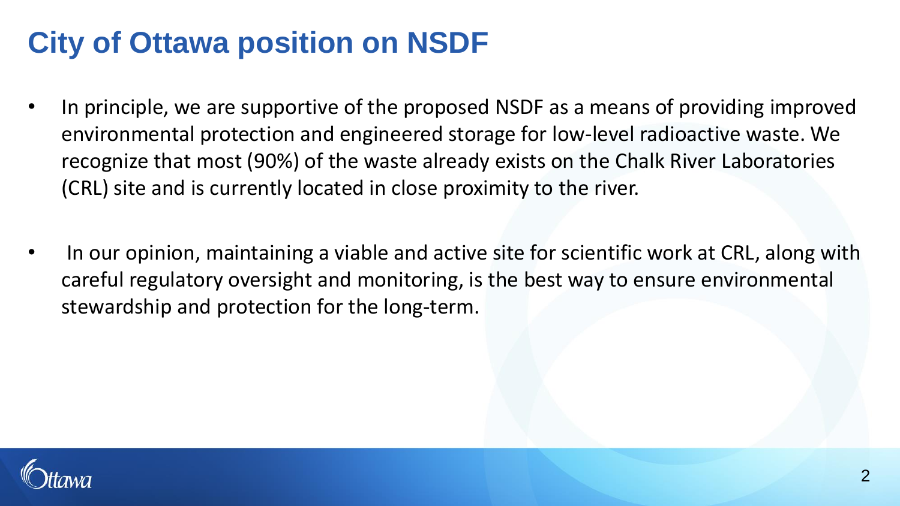# City of Ottawa position on NSDF

- In principle, we are supportive of the proposed NSDF as a means of providing improved environmental protection and engineered storage for low-level radioactive waste. We recognize that most (90%) of the waste already exists on the Chalk River Laboratories (CRL) site and is currently located in close proximity to the river.
- In our opinion, maintaining a viable and active site for scientific work at CRL, along with careful regulatory oversight and monitoring, is the best way to ensure environmental stewardship and protection for the long-term.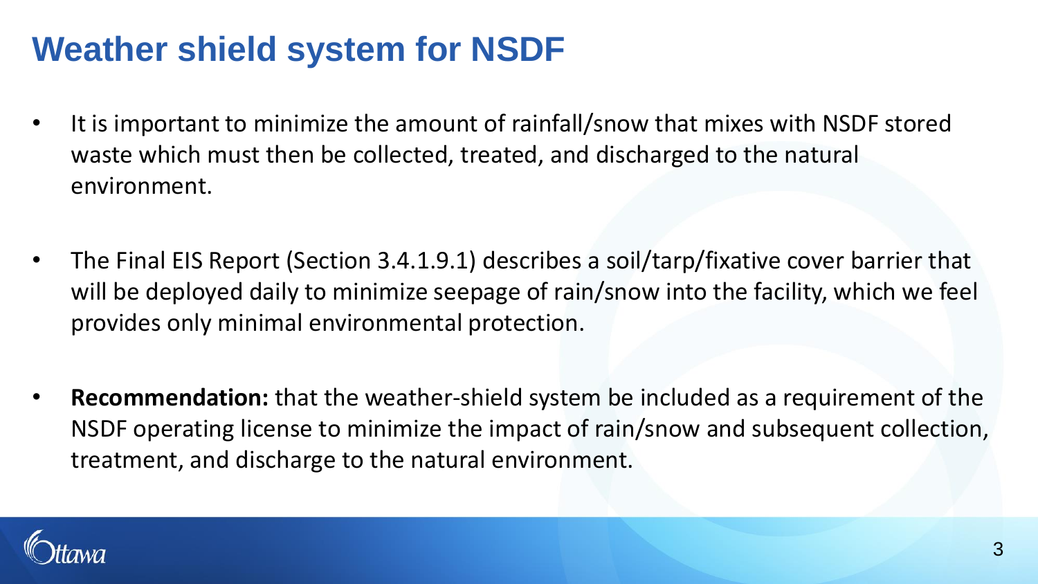# Weather shield system for NSDF

- It is important to minimize the amount of rainfall/snow that mixes with NSDF stored waste which must then be collected, treated, and discharged to the natural environment.

- The Final EIS Report (Section 3.4.1.9.1) describes a soil/tarp/fixative cover barrier that will be deployed daily to minimize seepage of rain/snow into the facility, which we feel provides only minimal environmental protection.

- **Recommendation:** that the weather-shield system be included as a requirement of the NSDF operating license to minimize the impact of rain/snow and subsequent collection, treatment, and discharge to the natural environment.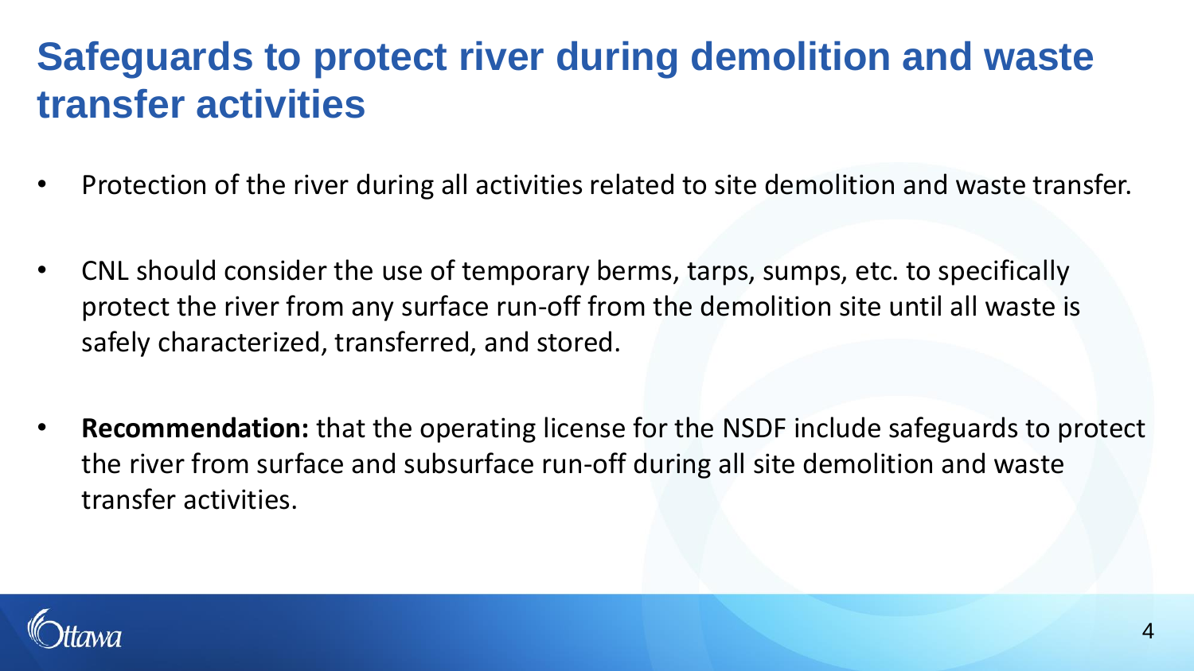# Safeguards to protect river during demolition and waste transfer activities

- Protection of the river during all activities related to site demolition and waste transfer.
- CNL should consider the use of temporary berms, tarps, sumps, etc. to specifically protect the river from any surface run-off from the demolition site until all waste is safely characterized, transferred, and stored.
- **Recommendation:** that the operating license for the NSDF include safeguards to protect the river from surface and subsurface run-off during all site demolition and waste transfer activities.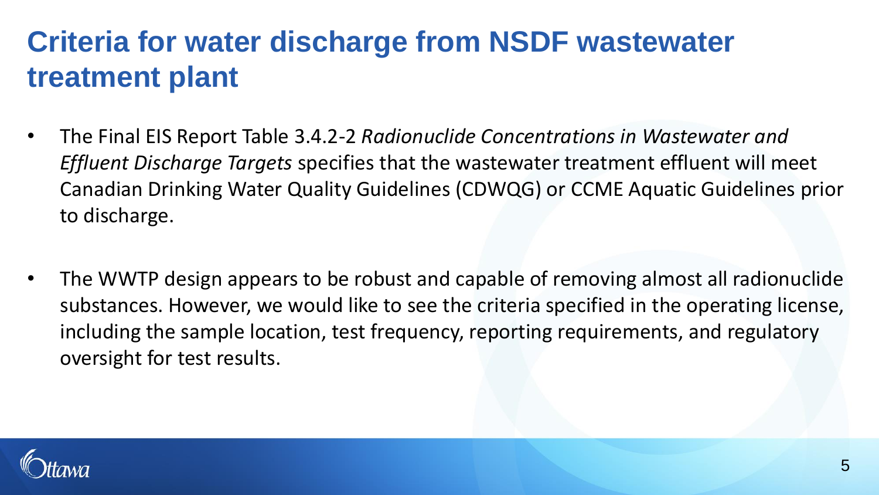# Criteria for water discharge from NSDF wastewater treatment plant

- The Final EIS Report Table 3.4.2-2 *Radionuclide Concentrations in Wastewater and Effluent Discharge Targets* specifies that the wastewater treatment effluent will meet Canadian Drinking Water Quality Guidelines (CDWQG) or CCME Aquatic Guidelines prior to discharge.
- The WWTP design appears to be robust and capable of removing almost all radionuclide substances. However, we would like to see the criteria specified in the operating license, including the sample location, test frequency, reporting requirements, and regulatory oversight for test results.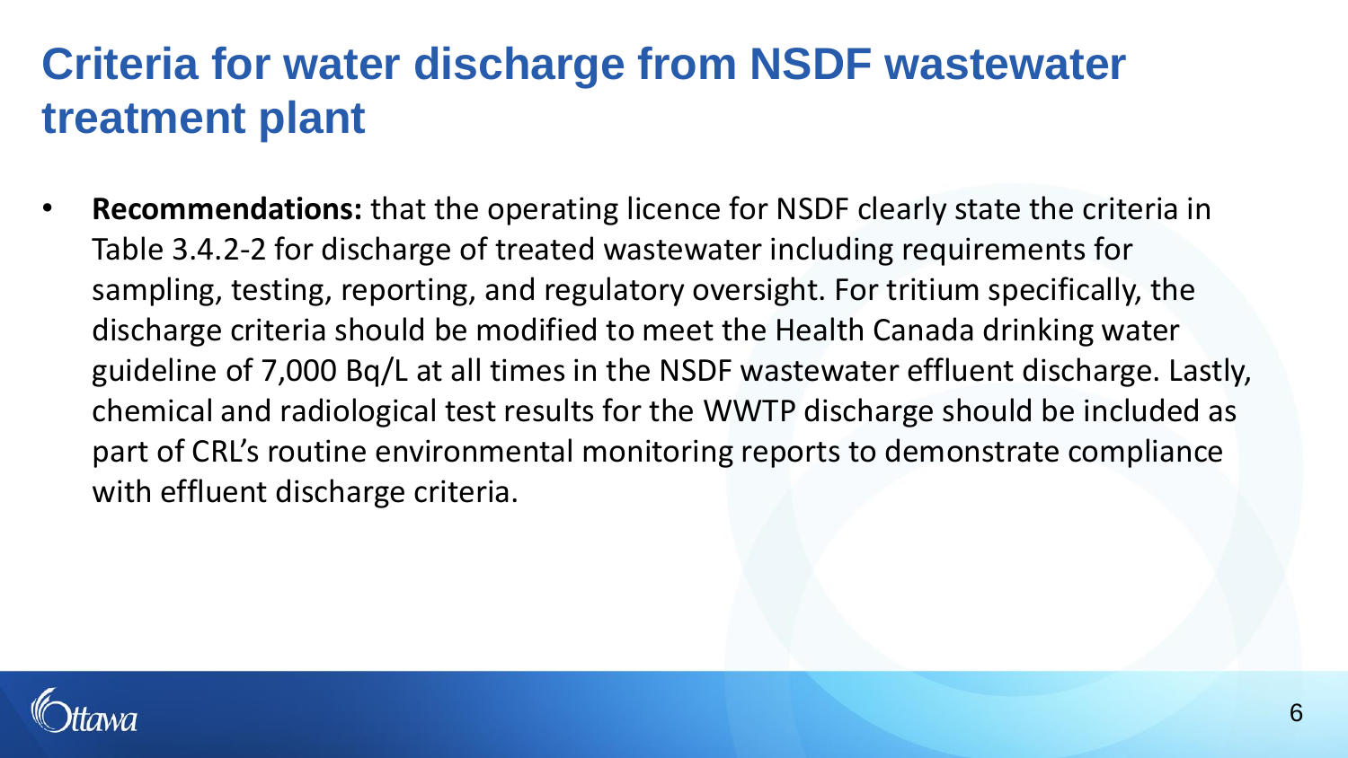# Criteria for water discharge from NSDF wastewater treatment plant

- **Recommendations:** that the operating licence for NSDF clearly state the criteria in Table 3.4.2-2 for discharge of treated wastewater including requirements for sampling, testing, reporting, and regulatory oversight. For tritium specifically, the discharge criteria should be modified to meet the Health Canada drinking water guideline of 7,000 Bq/L at all times in the NSDF wastewater effluent discharge. Lastly, chemical and radiological test results for the WWTP discharge should be included as part of CRL's routine environmental monitoring reports to demonstrate compliance with effluent discharge criteria.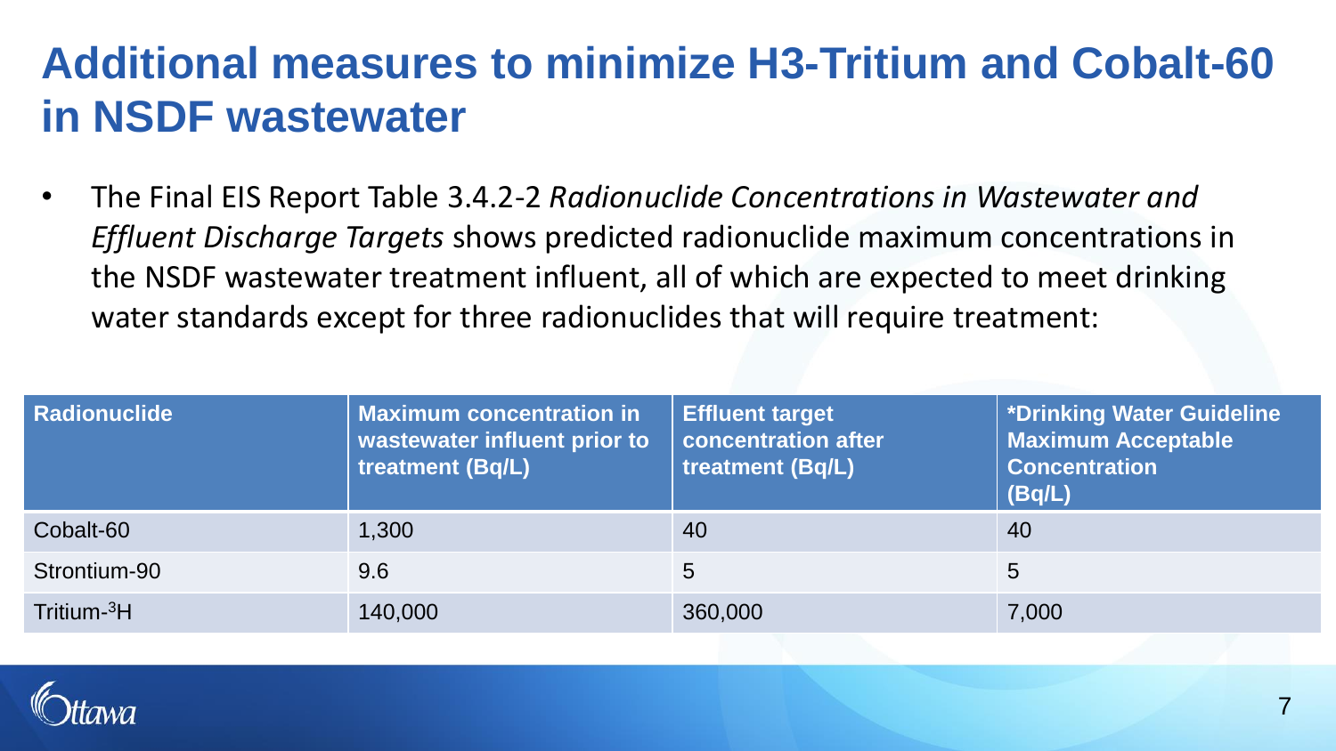# Additional measures to minimize H3-Tritium and Cobalt-60 in NSDF wastewater

- The Final EIS Report Table 3.4.2-2 *Radionuclide Concentrations in Wastewater and Effluent Discharge Targets* shows predicted radionuclide maximum concentrations in the NSDF wastewater treatment influent, all of which are expected to meet drinking water standards except for three radionuclides that will require treatment:

| Radionuclide | Maximum concentration in wastewater influent prior to treatment (Bq/L) | Effluent target concentration after treatment (Bq/L) | *Drinking Water Guideline Maximum Acceptable Concentration (Bq/L) |
|---|---|---|---|
| Cobalt-60 | 1,300 | 40 | 40 |
| Strontium-90 | 9.6 | 5 | 5 |
| Tritium-$^{3}$H | 140,000 | 360,000 | 7,000 |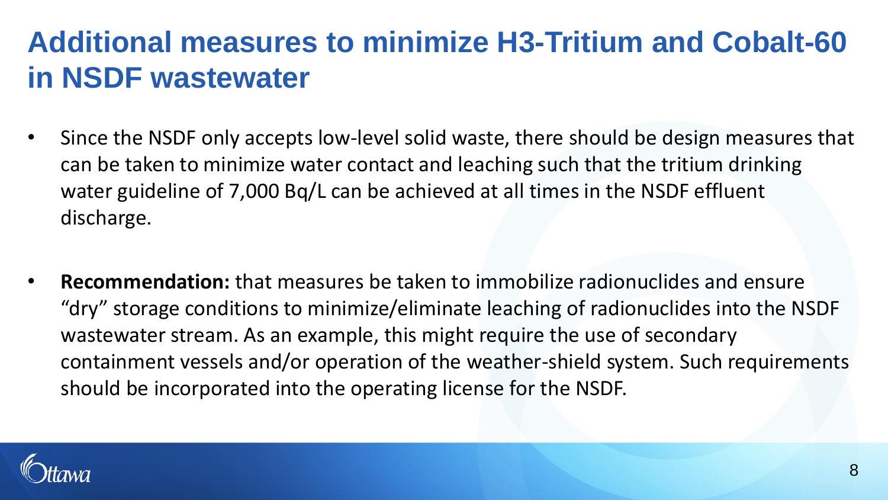# Additional measures to minimize H3-Tritium and Cobalt-60 in NSDF wastewater

- Since the NSDF only accepts low-level solid waste, there should be design measures that can be taken to minimize water contact and leaching such that the tritium drinking water guideline of 7,000 Bq/L can be achieved at all times in the NSDF effluent discharge.

- **Recommendation:** that measures be taken to immobilize radionuclides and ensure "dry" storage conditions to minimize/eliminate leaching of radionuclides into the NSDF wastewater stream. As an example, this might require the use of secondary containment vessels and/or operation of the weather-shield system. Such requirements should be incorporated into the operating license for the NSDF.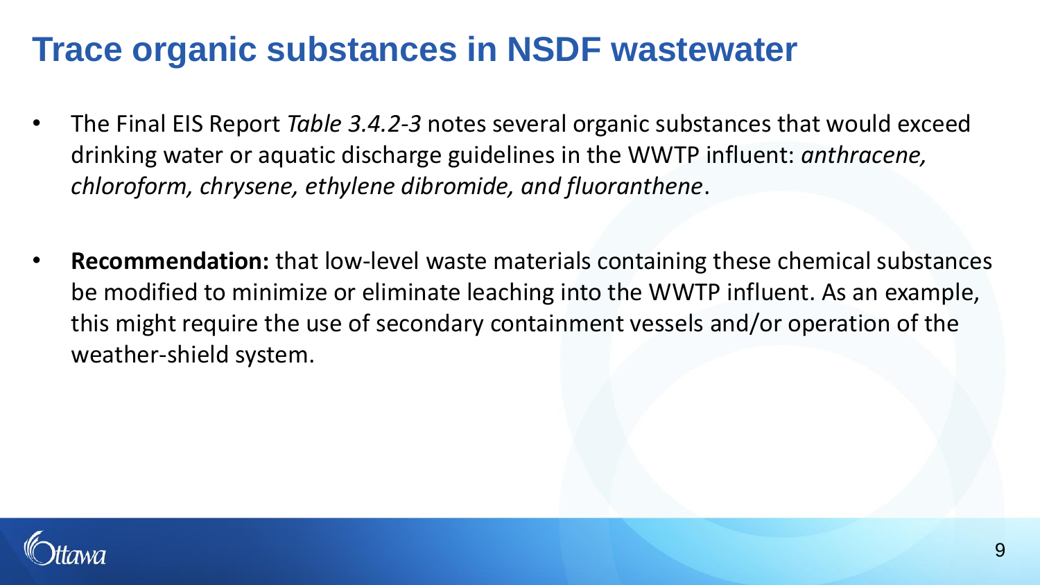# Trace organic substances in NSDF wastewater

- The Final EIS Report *Table 3.4.2-3* notes several organic substances that would exceed drinking water or aquatic discharge guidelines in the WWTP influent: *anthracene, chloroform, chrysene, ethylene dibromide, and fluoranthene*.

- **Recommendation:** that low-level waste materials containing these chemical substances be modified to minimize or eliminate leaching into the WWTP influent. As an example, this might require the use of secondary containment vessels and/or operation of the weather-shield system.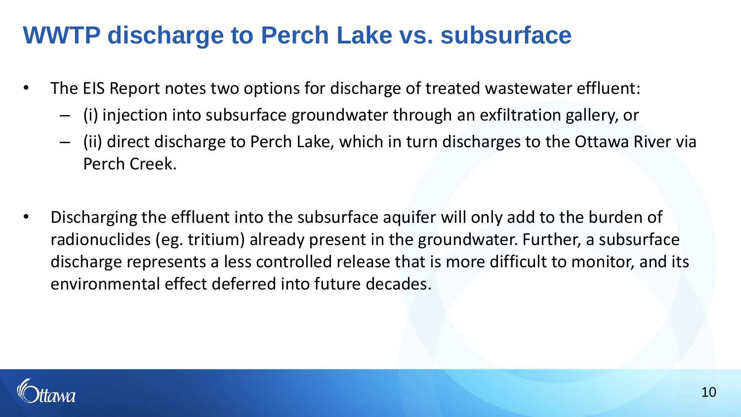# WWTP discharge to Perch Lake vs. subsurface

- The EIS Report notes two options for discharge of treated wastewater effluent:
  - (i) injection into subsurface groundwater through an exfiltration gallery, or
  - (ii) direct discharge to Perch Lake, which in turn discharges to the Ottawa River via Perch Creek.

- Discharging the effluent into the subsurface aquifer will only add to the burden of radionuclides (eg. tritium) already present in the groundwater. Further, a subsurface discharge represents a less controlled release that is more difficult to monitor, and its environmental effect deferred into future decades.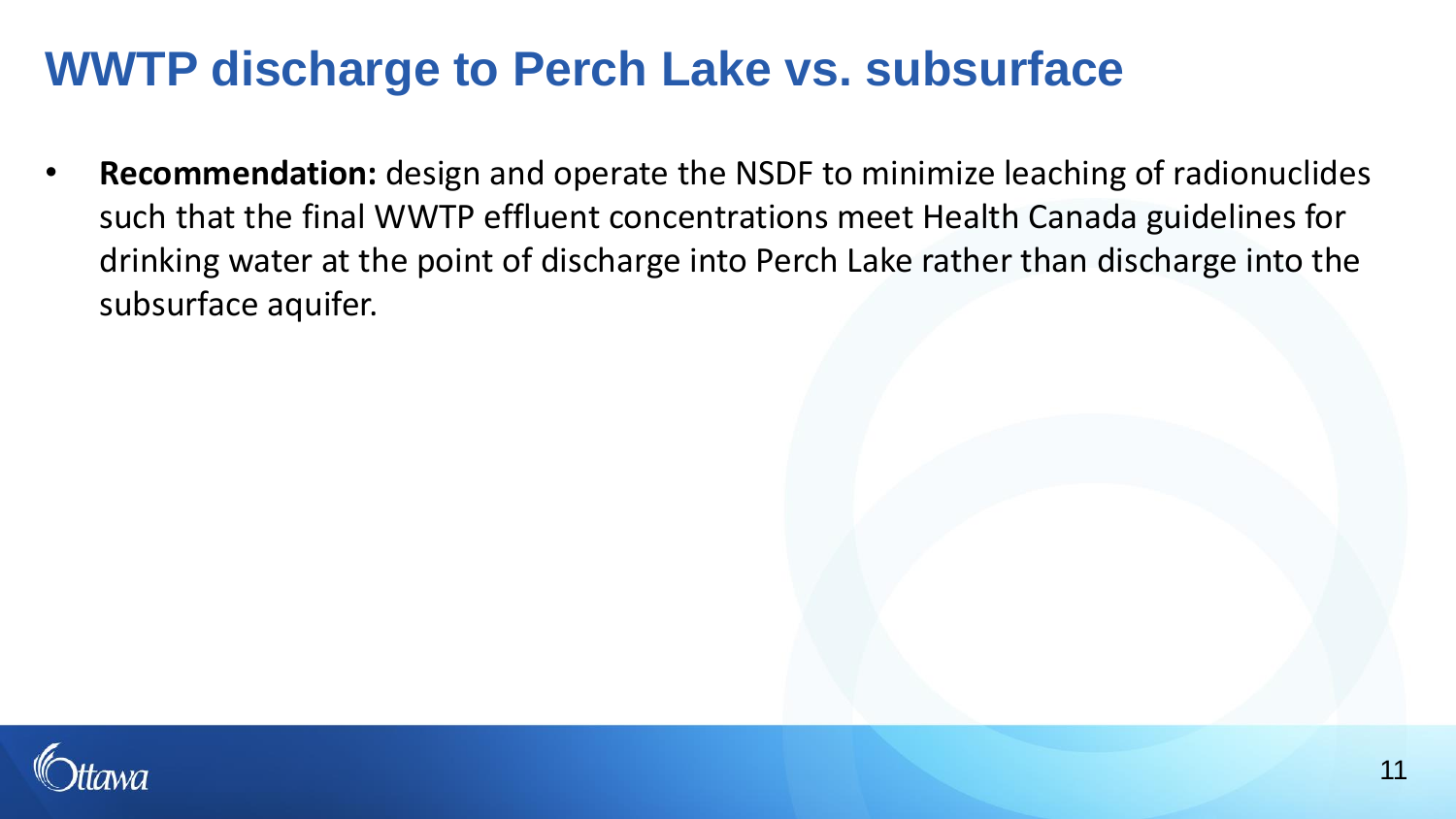# WWTP discharge to Perch Lake vs. subsurface

- **Recommendation:** design and operate the NSDF to minimize leaching of radionuclides such that the final WWTP effluent concentrations meet Health Canada guidelines for drinking water at the point of discharge into Perch Lake rather than discharge into the subsurface aquifer.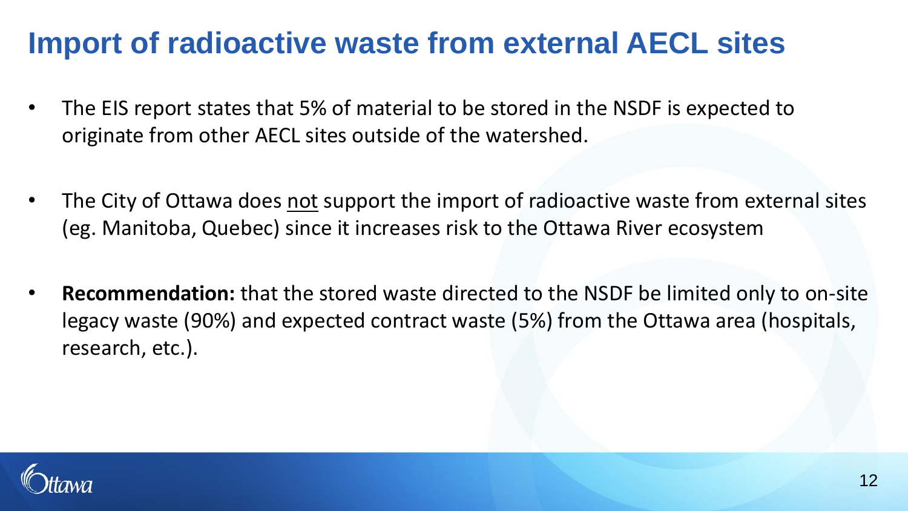# Import of radioactive waste from external AECL sites

- The EIS report states that 5% of material to be stored in the NSDF is expected to originate from other AECL sites outside of the watershed.
- The City of Ottawa does <u>not</u> support the import of radioactive waste from external sites (eg. Manitoba, Quebec) since it increases risk to the Ottawa River ecosystem
- **Recommendation:** that the stored waste directed to the NSDF be limited only to on-site legacy waste (90%) and expected contract waste (5%) from the Ottawa area (hospitals, research, etc.).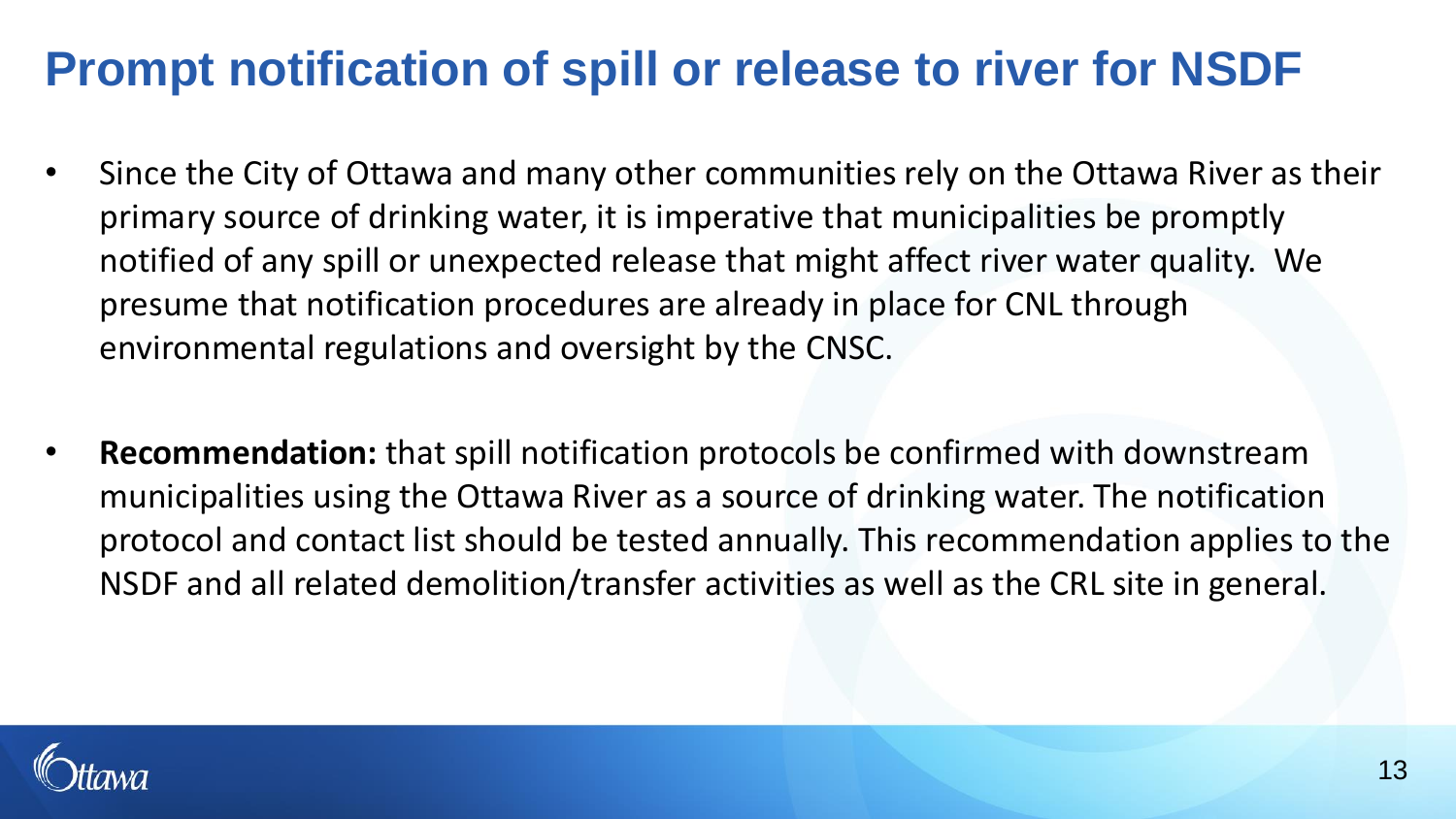# Prompt notification of spill or release to river for NSDF

- Since the City of Ottawa and many other communities rely on the Ottawa River as their primary source of drinking water, it is imperative that municipalities be promptly notified of any spill or unexpected release that might affect river water quality. We presume that notification procedures are already in place for CNL through environmental regulations and oversight by the CNSC.
- **Recommendation:** that spill notification protocols be confirmed with downstream municipalities using the Ottawa River as a source of drinking water. The notification protocol and contact list should be tested annually. This recommendation applies to the NSDF and all related demolition/transfer activities as well as the CRL site in general.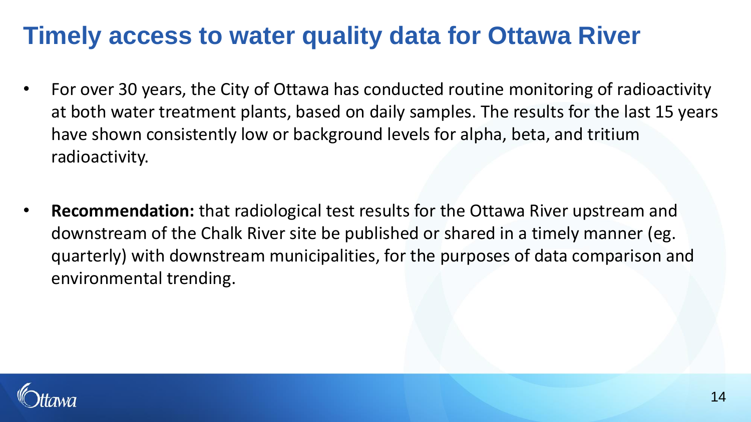# Timely access to water quality data for Ottawa River

- For over 30 years, the City of Ottawa has conducted routine monitoring of radioactivity at both water treatment plants, based on daily samples. The results for the last 15 years have shown consistently low or background levels for alpha, beta, and tritium radioactivity.

- **Recommendation:** that radiological test results for the Ottawa River upstream and downstream of the Chalk River site be published or shared in a timely manner (eg. quarterly) with downstream municipalities, for the purposes of data comparison and environmental trending.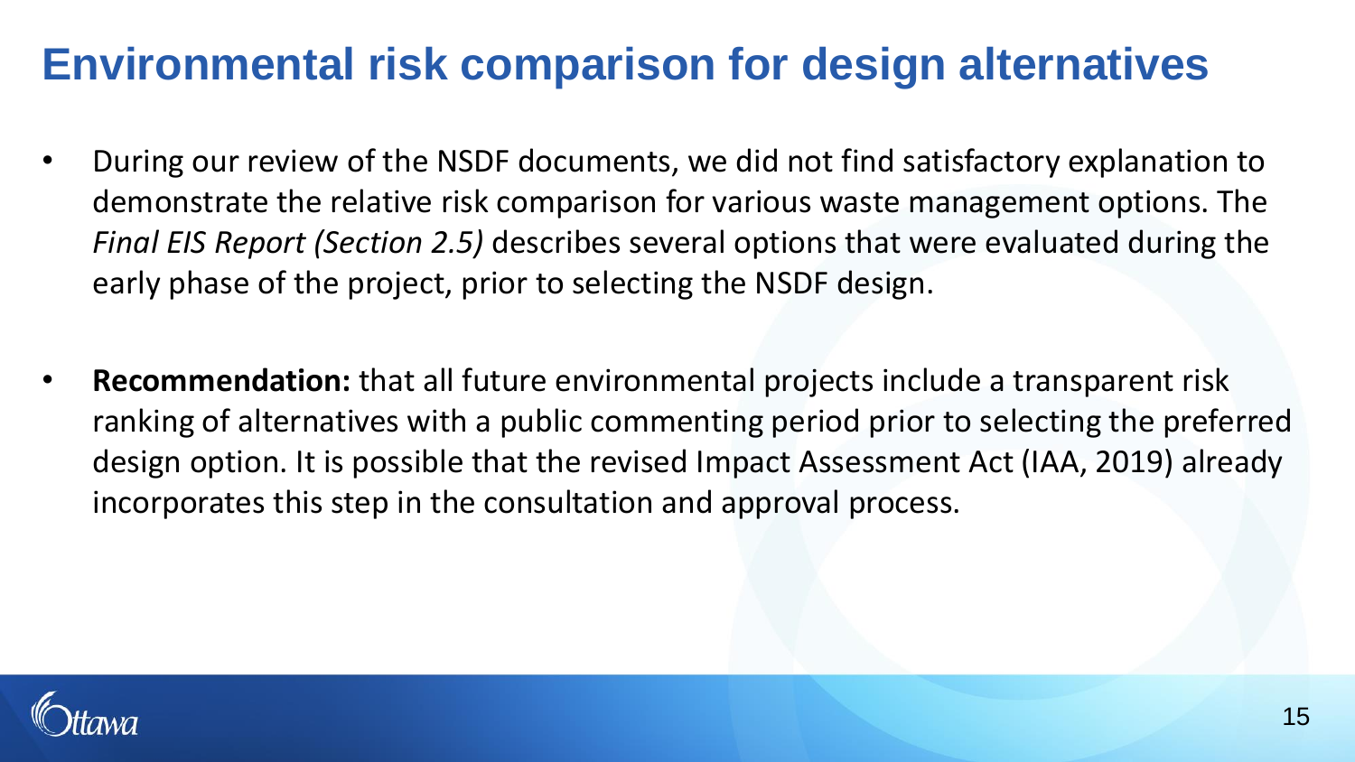# Environmental risk comparison for design alternatives

- During our review of the NSDF documents, we did not find satisfactory explanation to demonstrate the relative risk comparison for various waste management options. The *Final EIS Report (Section 2.5)* describes several options that were evaluated during the early phase of the project, prior to selecting the NSDF design.

- **Recommendation:** that all future environmental projects include a transparent risk ranking of alternatives with a public commenting period prior to selecting the preferred design option. It is possible that the revised Impact Assessment Act (IAA, 2019) already incorporates this step in the consultation and approval process.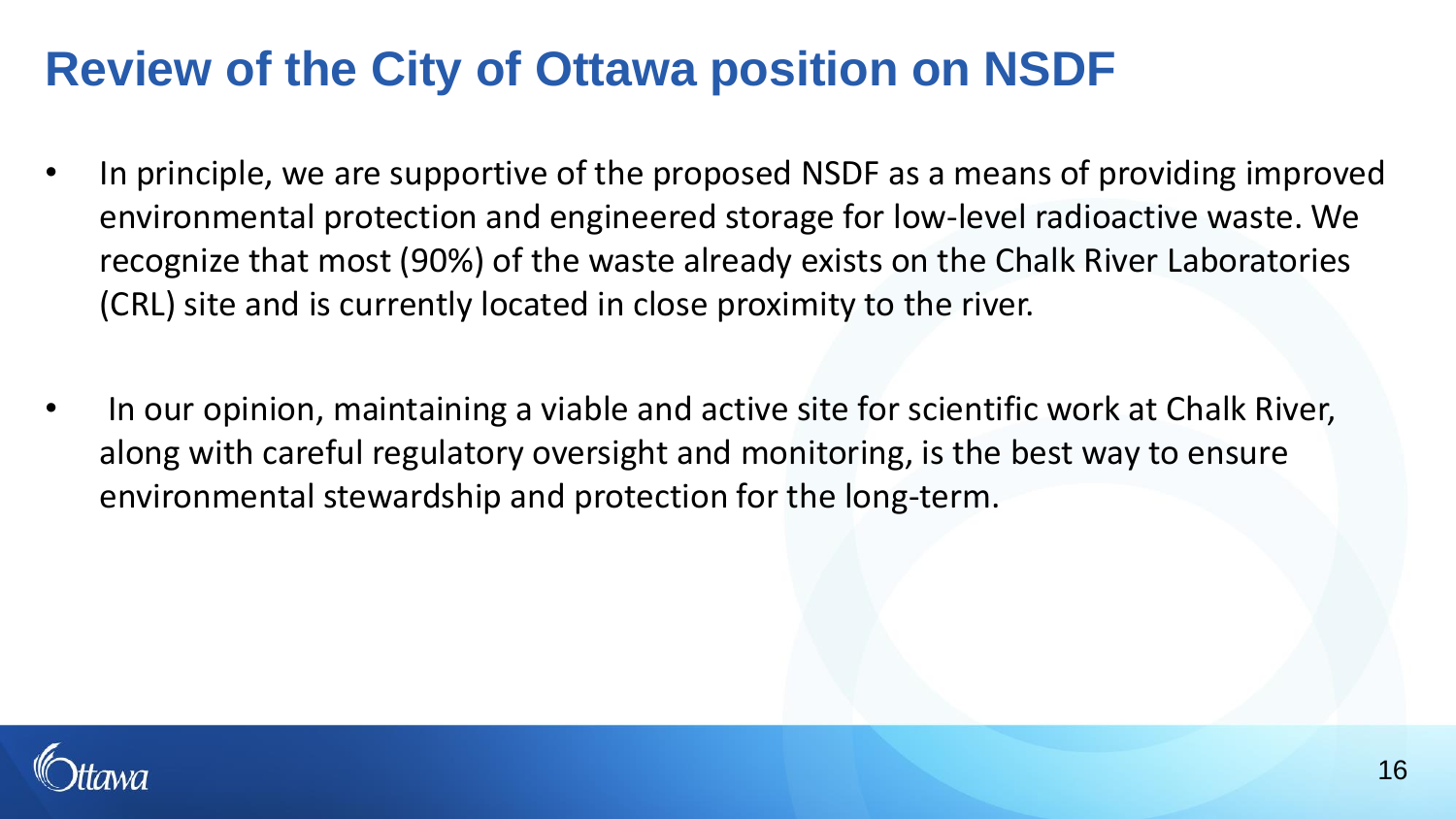# Review of the City of Ottawa position on NSDF

- In principle, we are supportive of the proposed NSDF as a means of providing improved environmental protection and engineered storage for low-level radioactive waste. We recognize that most (90%) of the waste already exists on the Chalk River Laboratories (CRL) site and is currently located in close proximity to the river.

- In our opinion, maintaining a viable and active site for scientific work at Chalk River, along with careful regulatory oversight and monitoring, is the best way to ensure environmental stewardship and protection for the long-term.